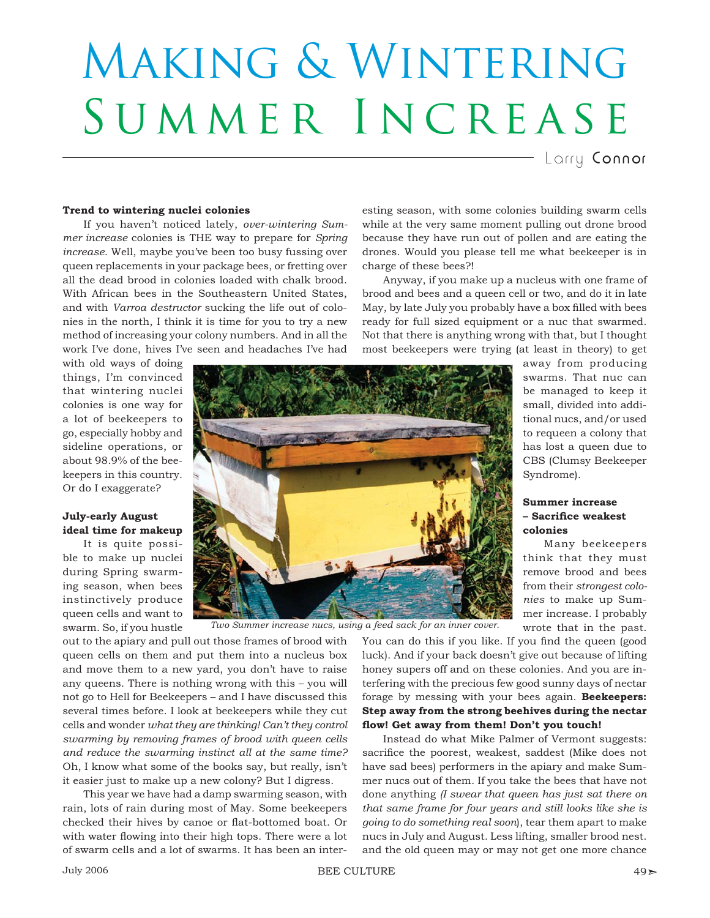# Making & Wintering Summer Increase

Larry Connor

**Trend to wintering nuclei colonies**

If you haven't noticed lately, *over-wintering Summer increase* colonies is THE way to prepare for *Spring increase*. Well, maybe you've been too busy fussing over queen replacements in your package bees, or fretting over all the dead brood in colonies loaded with chalk brood. With African bees in the Southeastern United States, and with *Varroa destructor* sucking the life out of colonies in the north, I think it is time for you to try a new method of increasing your colony numbers. And in all the work I've done, hives I've seen and headaches I've had with old ways of doing things, I'm convinced that wintering nuclei colonies is one way for a lot of beekeepers to go, especially hobby and sideline operations, or about 98.9% of the beekeepers in this country. Or do I exaggerate?

**July-early August ideal time for makeup**

It is quite possible to make up nuclei during Spring swarming season, when bees instinctively produce queen cells and want to swarm. So, if you hustle out to the apiary and pull out those frames of brood with queen cells on them and put them into a nucleus box and move them to a new yard, you don't have to raise any queens. There is nothing wrong with this – you will not go to Hell for Beekeepers – and I have discussed this several times before. I look at beekeepers while they cut cells and wonder *what they are thinking! Can't they control swarming by removing frames of brood with queen cells and reduce the swarming instinct all at the same time?* Oh, I know what some of the books say, but really, isn't it easier just to make up a new colony? But I digress.

This year we have had a damp swarming season, with rain, lots of rain during most of May. Some beekeepers checked their hives by canoe or flat-bottomed boat. Or with water flowing into their high tops. There were a lot of swarm cells and a lot of swarms. It has been an interesting season, with some colonies building swarm cells while at the very same moment pulling out drone brood because they have run out of pollen and are eating the drones. Would you please tell me what beekeeper is in charge of these bees?!

Anyway, if you make up a nucleus with one frame of brood and bees and a queen cell or two, and do it in late May, by late July you probably have a box filled with bees ready for full sized equipment or a nuc that swarmed. Not that there is anything wrong with that, but I thought most beekeepers were trying (at least in theory) to get away from producing swarms. That nuc can be managed to keep it small, divided into additional nucs, and/or used to requeen a colony that has lost a queen due to CBS (Clumsy Beekeeper Syndrome).

*Two Summer increase nucs, using a feed sack for an inner cover.*

**Summer increase – Sacrifice weakest colonies**

Many beekeepers think that they must remove brood and bees from their *strongest colonies* to make up Summer increase. I probably wrote that in the past. You can do this if you like. If you find the queen (good luck). And if your back doesn't give out because of lifting honey supers off and on these colonies. And you are interfering with the precious few good sunny days of nectar forage by messing with your bees again. **Beekeepers: Step away from the strong beehives during the nectar flow! Get away from them! Don't you touch!**

Instead do what Mike Palmer of Vermont suggests: sacrifice the poorest, weakest, saddest (Mike does not have sad bees) performers in the apiary and make Summer nucs out of them. If you take the bees that have not done anything *(I swear that queen has just sat there on that same frame for four years and still looks like she is going to do something real soon*), tear them apart to make nucs in July and August. Less lifting, smaller brood nest. and the old queen may or may not get one more chance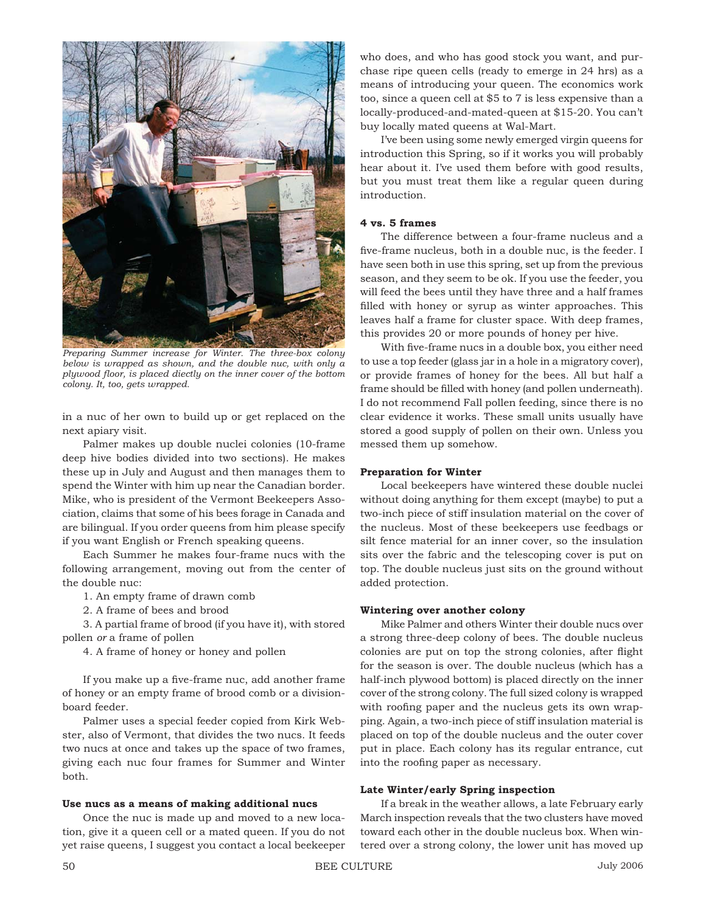*Preparing Summer increase for Winter. The three-box colony below is wrapped as shown, and the double nuc, with only a plywood floor, is placed diectly on the inner cover of the bottom colony. It, too, gets wrapped.*

in a nuc of her own to build up or get replaced on the next apiary visit.

Palmer makes up double nuclei colonies (10-frame deep hive bodies divided into two sections). He makes these up in July and August and then manages them to spend the Winter with him up near the Canadian border. Mike, who is president of the Vermont Beekeepers Association, claims that some of his bees forage in Canada and are bilingual. If you order queens from him please specify if you want English or French speaking queens.

Each Summer he makes four-frame nucs with the following arrangement, moving out from the center of the double nuc:

1. An empty frame of drawn comb
2. A frame of bees and brood
3. A partial frame of brood (if you have it), with stored pollen *or* a frame of pollen
4. A frame of honey or honey and pollen

If you make up a five-frame nuc, add another frame of honey or an empty frame of brood comb or a division-board feeder.

Palmer uses a special feeder copied from Kirk Webster, also of Vermont, that divides the two nucs. It feeds two nucs at once and takes up the space of two frames, giving each nuc four frames for Summer and Winter both.

**Use nucs as a means of making additional nucs**

Once the nuc is made up and moved to a new location, give it a queen cell or a mated queen. If you do not yet raise queens, I suggest you contact a local beekeeper who does, and who has good stock you want, and purchase ripe queen cells (ready to emerge in 24 hrs) as a means of introducing your queen. The economics work too, since a queen cell at $5 to 7 is less expensive than a locally-produced-and-mated-queen at $15-20. You can't buy locally mated queens at Wal-Mart.

I've been using some newly emerged virgin queens for introduction this Spring, so if it works you will probably hear about it. I've used them before with good results, but you must treat them like a regular queen during introduction.

**4 vs. 5 frames**

The difference between a four-frame nucleus and a five-frame nucleus, both in a double nuc, is the feeder. I have seen both in use this spring, set up from the previous season, and they seem to be ok. If you use the feeder, you will feed the bees until they have three and a half frames filled with honey or syrup as winter approaches. This leaves half a frame for cluster space. With deep frames, this provides 20 or more pounds of honey per hive.

With five-frame nucs in a double box, you either need to use a top feeder (glass jar in a hole in a migratory cover), or provide frames of honey for the bees. All but half a frame should be filled with honey (and pollen underneath). I do not recommend Fall pollen feeding, since there is no clear evidence it works. These small units usually have stored a good supply of pollen on their own. Unless you messed them up somehow.

**Preparation for Winter**

Local beekeepers have wintered these double nuclei without doing anything for them except (maybe) to put a two-inch piece of stiff insulation material on the cover of the nucleus. Most of these beekeepers use feedbags or silt fence material for an inner cover, so the insulation sits over the fabric and the telescoping cover is put on top. The double nucleus just sits on the ground without added protection.

**Wintering over another colony**

Mike Palmer and others Winter their double nucs over a strong three-deep colony of bees. The double nucleus colonies are put on top the strong colonies, after flight for the season is over. The double nucleus (which has a half-inch plywood bottom) is placed directly on the inner cover of the strong colony. The full sized colony is wrapped with roofing paper and the nucleus gets its own wrapping. Again, a two-inch piece of stiff insulation material is placed on top of the double nucleus and the outer cover put in place. Each colony has its regular entrance, cut into the roofing paper as necessary.

**Late Winter/early Spring inspection**

If a break in the weather allows, a late February early March inspection reveals that the two clusters have moved toward each other in the double nucleus box. When wintered over a strong colony, the lower unit has moved up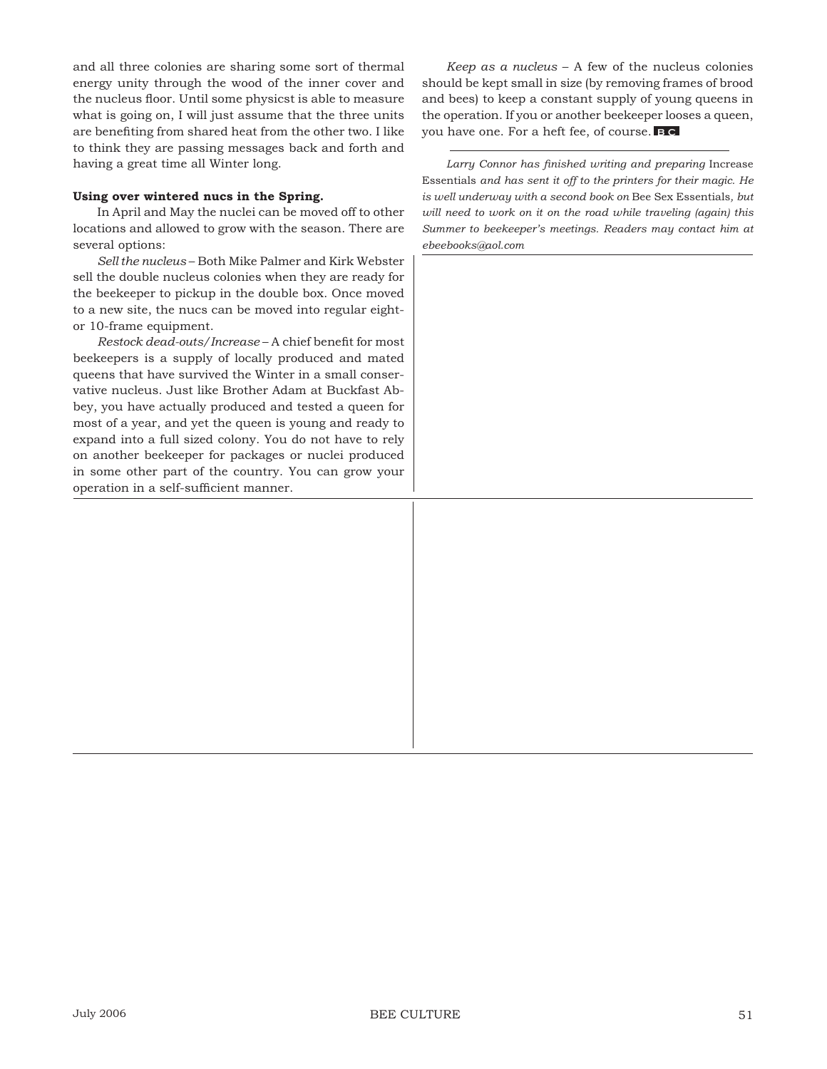and all three colonies are sharing some sort of thermal energy unity through the wood of the inner cover and the nucleus floor. Until some physicst is able to measure what is going on, I will just assume that the three units are benefiting from shared heat from the other two. I like to think they are passing messages back and forth and having a great time all Winter long.

**Using over wintered nucs in the Spring.**

In April and May the nuclei can be moved off to other locations and allowed to grow with the season. There are several options:

*Sell the nucleus* – Both Mike Palmer and Kirk Webster sell the double nucleus colonies when they are ready for the beekeeper to pickup in the double box. Once moved to a new site, the nucs can be moved into regular eight- or 10-frame equipment.

*Restock dead-outs/Increase* – A chief benefit for most beekeepers is a supply of locally produced and mated queens that have survived the Winter in a small conservative nucleus. Just like Brother Adam at Buckfast Abbey, you have actually produced and tested a queen for most of a year, and yet the queen is young and ready to expand into a full sized colony. You do not have to rely on another beekeeper for packages or nuclei produced in some other part of the country. You can grow your operation in a self-sufficient manner.

*Keep as a nucleus* – A few of the nucleus colonies should be kept small in size (by removing frames of brood and bees) to keep a constant supply of young queens in the operation. If you or another beekeeper looses a queen, you have one. For a heft fee, of course. BC

---

*Larry Connor has finished writing and preparing* Increase Essentials *and has sent it off to the printers for their magic. He is well underway with a second book on* Bee Sex Essentials*, but will need to work on it on the road while traveling (again) this Summer to beekeeper's meetings. Readers may contact him at ebeebooks@aol.com*